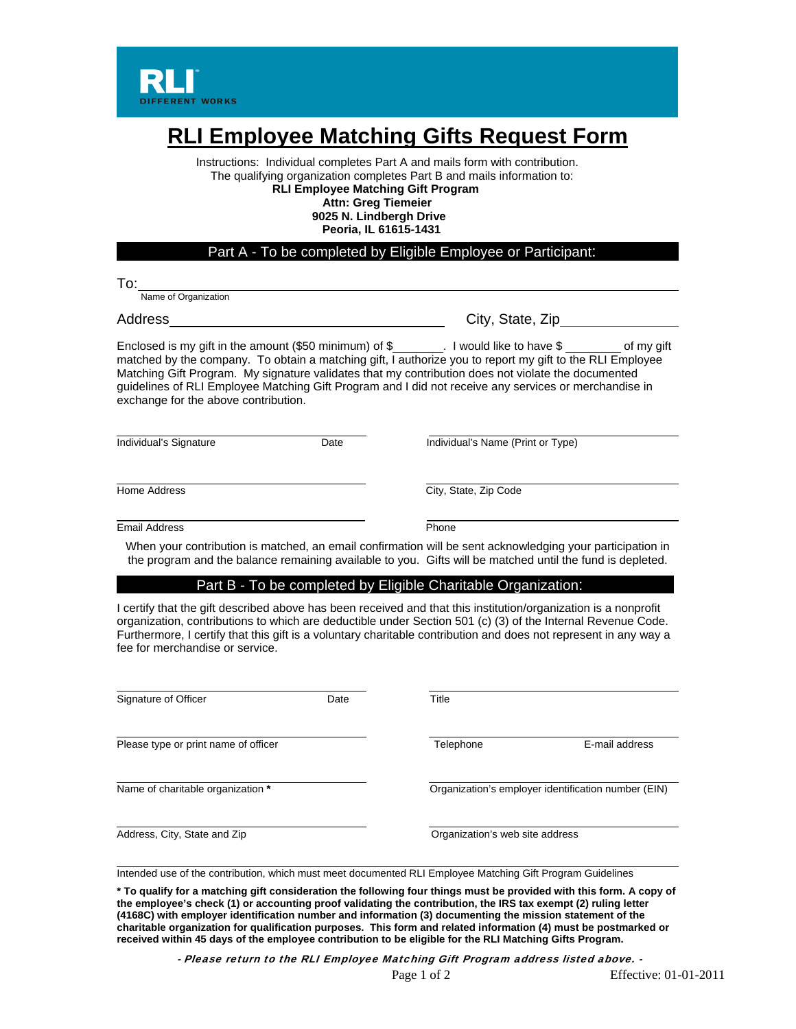RLI
DIFFERENT WORKS

# RLI Employee Matching Gifts Request Form

Instructions: Individual completes Part A and mails form with contribution.
The qualifying organization completes Part B and mails information to:
**RLI Employee Matching Gift Program**
**Attn: Greg Tiemeier**
**9025 N. Lindbergh Drive**
**Peoria, IL 61615-1431**

## Part A - To be completed by Eligible Employee or Participant:

To: ______________________________
Name of Organization

Address ______________________________ City, State, Zip ______________

Enclosed is my gift in the amount ($50 minimum) of $________. I would like to have $ ________ of my gift matched by the company. To obtain a matching gift, I authorize you to report my gift to the RLI Employee Matching Gift Program. My signature validates that my contribution does not violate the documented guidelines of RLI Employee Matching Gift Program and I did not receive any services or merchandise in exchange for the above contribution.

Individual's Signature ______ Date ______ Individual's Name (Print or Type) ______

Home Address ______ City, State, Zip Code ______

Email Address ______ Phone ______

When your contribution is matched, an email confirmation will be sent acknowledging your participation in the program and the balance remaining available to you. Gifts will be matched until the fund is depleted.

## Part B - To be completed by Eligible Charitable Organization:

I certify that the gift described above has been received and that this institution/organization is a nonprofit organization, contributions to which are deductible under Section 501 (c) (3) of the Internal Revenue Code. Furthermore, I certify that this gift is a voluntary charitable contribution and does not represent in any way a fee for merchandise or service.

Signature of Officer ______ Date ______ Title ______

Please type or print name of officer ______ Telephone ______ E-mail address ______

Name of charitable organization * ______ Organization's employer identification number (EIN) ______

Address, City, State and Zip ______ Organization's web site address ______

Intended use of the contribution, which must meet documented RLI Employee Matching Gift Program Guidelines ______

**\* To qualify for a matching gift consideration the following four things must be provided with this form. A copy of the employee's check (1) or accounting proof validating the contribution, the IRS tax exempt (2) ruling letter (4168C) with employer identification number and information (3) documenting the mission statement of the charitable organization for qualification purposes. This form and related information (4) must be postmarked or received within 45 days of the employee contribution to be eligible for the RLI Matching Gifts Program.**

***- Please return to the RLI Employee Matching Gift Program address listed above. -***

Effective: 01-01-2011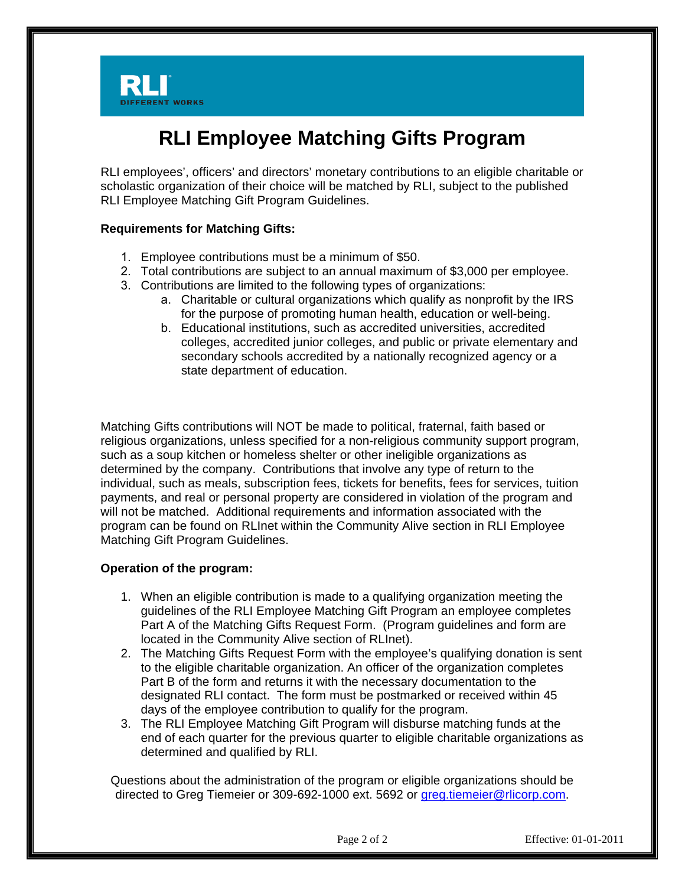RLI
DIFFERENT WORKS

# RLI Employee Matching Gifts Program

RLI employees', officers' and directors' monetary contributions to an eligible charitable or scholastic organization of their choice will be matched by RLI, subject to the published RLI Employee Matching Gift Program Guidelines.

**Requirements for Matching Gifts:**

1. Employee contributions must be a minimum of $50.
2. Total contributions are subject to an annual maximum of $3,000 per employee.
3. Contributions are limited to the following types of organizations:
   a. Charitable or cultural organizations which qualify as nonprofit by the IRS for the purpose of promoting human health, education or well-being.
   b. Educational institutions, such as accredited universities, accredited colleges, accredited junior colleges, and public or private elementary and secondary schools accredited by a nationally recognized agency or a state department of education.

Matching Gifts contributions will NOT be made to political, fraternal, faith based or religious organizations, unless specified for a non-religious community support program, such as a soup kitchen or homeless shelter or other ineligible organizations as determined by the company. Contributions that involve any type of return to the individual, such as meals, subscription fees, tickets for benefits, fees for services, tuition payments, and real or personal property are considered in violation of the program and will not be matched. Additional requirements and information associated with the program can be found on RLInet within the Community Alive section in RLI Employee Matching Gift Program Guidelines.

**Operation of the program:**

1. When an eligible contribution is made to a qualifying organization meeting the guidelines of the RLI Employee Matching Gift Program an employee completes Part A of the Matching Gifts Request Form. (Program guidelines and form are located in the Community Alive section of RLInet).
2. The Matching Gifts Request Form with the employee's qualifying donation is sent to the eligible charitable organization. An officer of the organization completes Part B of the form and returns it with the necessary documentation to the designated RLI contact. The form must be postmarked or received within 45 days of the employee contribution to qualify for the program.
3. The RLI Employee Matching Gift Program will disburse matching funds at the end of each quarter for the previous quarter to eligible charitable organizations as determined and qualified by RLI.

Questions about the administration of the program or eligible organizations should be directed to Greg Tiemeier or 309-692-1000 ext. 5692 or greg.tiemeier@rlicorp.com.

Effective: 01-01-2011